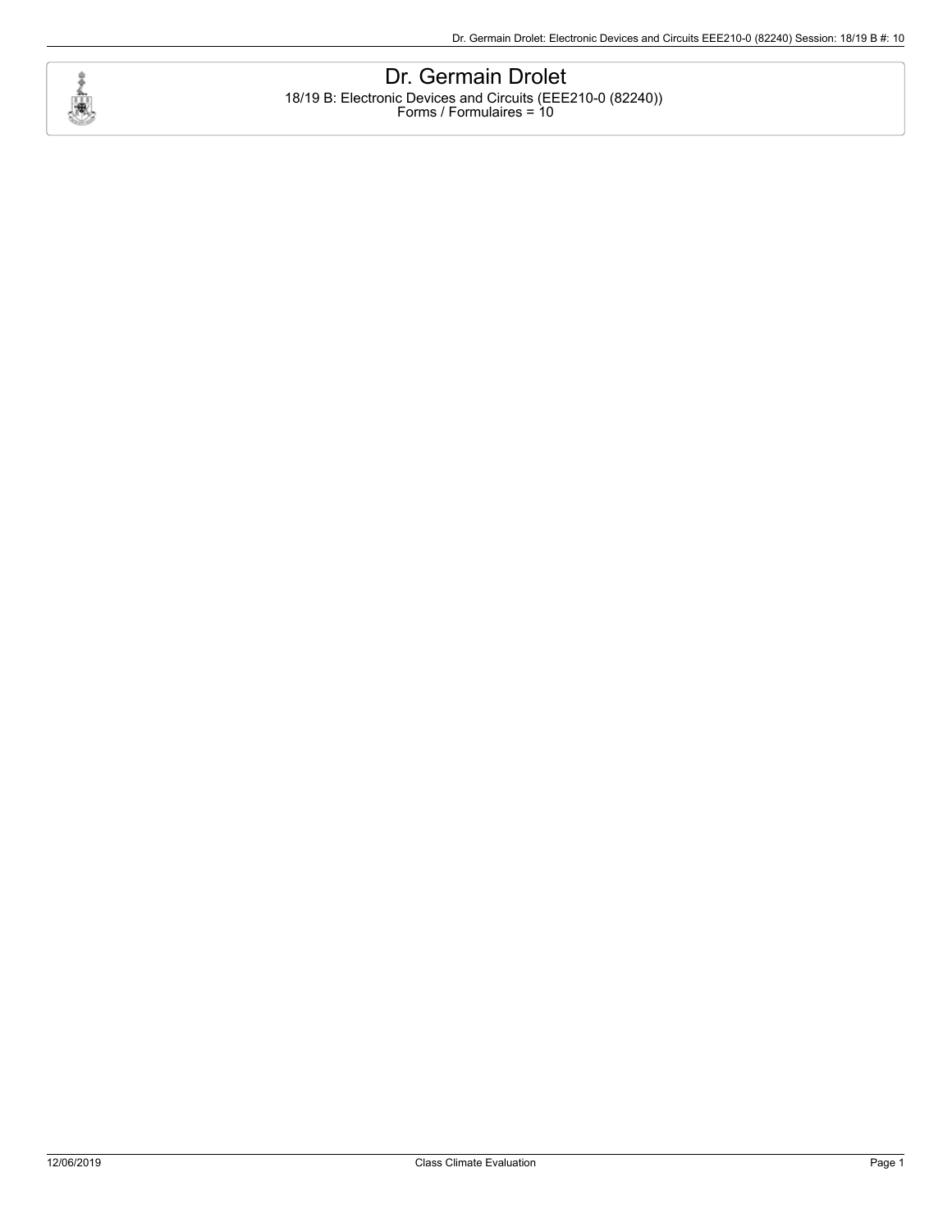# Dr. Germain Drolet

18/19 B: Electronic Devices and Circuits (EEE210-0 (82240))
Forms / Formulaires = 10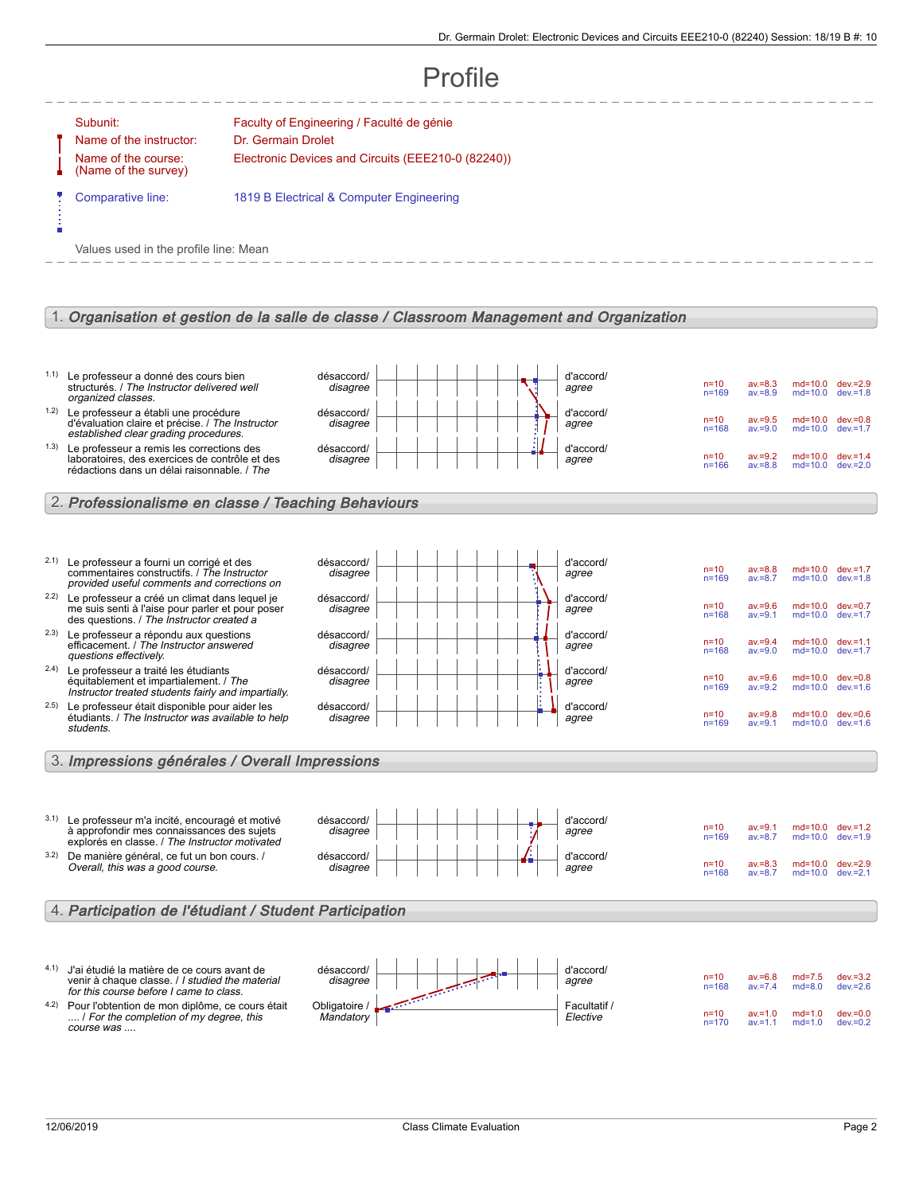# Profile

Subunit: Faculty of Engineering / Faculté de génie

Name of the instructor: Dr. Germain Drolet

Name of the course: (Name of the survey) Electronic Devices and Circuits (EEE210-0 (82240))

Comparative line: 1819 B Electrical & Computer Engineering

Values used in the profile line: Mean

## 1. Organisation et gestion de la salle de classe / Classroom Management and Organization

| # | Question | Left pole | Right pole | n | av. | md | dev. |
|---|---|---|---|---|---|---|---|
| 1.1) | Le professeur a donné des cours bien structurés. / *The Instructor delivered well organized classes.* | désaccord/ *disagree* | d'accord/ *agree* | n=10<br>n=169 | av.=8.3<br>av.=8.9 | md=10.0<br>md=10.0 | dev.=2.9<br>dev.=1.8 |
| 1.2) | Le professeur a établi une procédure d'évaluation claire et précise. / *The Instructor established clear grading procedures.* | désaccord/ *disagree* | d'accord/ *agree* | n=10<br>n=168 | av.=9.5<br>av.=9.0 | md=10.0<br>md=10.0 | dev.=0.8<br>dev.=1.7 |
| 1.3) | Le professeur a remis les corrections des laboratoires, des exercices de contrôle et des rédactions dans un délai raisonnable. / *The* | désaccord/ *disagree* | d'accord/ *agree* | n=10<br>n=166 | av.=9.2<br>av.=8.8 | md=10.0<br>md=10.0 | dev.=1.4<br>dev.=2.0 |

## 2. Professionalisme en classe / Teaching Behaviours

| # | Question | Left pole | Right pole | n | av. | md | dev. |
|---|---|---|---|---|---|---|---|
| 2.1) | Le professeur a fourni un corrigé et des commentaires constructifs. / *The Instructor provided useful comments and corrections on* | désaccord/ *disagree* | d'accord/ *agree* | n=10<br>n=169 | av.=8.8<br>av.=8.7 | md=10.0<br>md=10.0 | dev.=1.7<br>dev.=1.8 |
| 2.2) | Le professeur a créé un climat dans lequel je me suis senti à l'aise pour parler et pour poser des questions. / *The Instructor created a* | désaccord/ *disagree* | d'accord/ *agree* | n=10<br>n=168 | av.=9.6<br>av.=9.1 | md=10.0<br>md=10.0 | dev.=0.7<br>dev.=1.7 |
| 2.3) | Le professeur a répondu aux questions efficacement. / *The Instructor answered questions effectively.* | désaccord/ *disagree* | d'accord/ *agree* | n=10<br>n=168 | av.=9.4<br>av.=9.0 | md=10.0<br>md=10.0 | dev.=1.1<br>dev.=1.7 |
| 2.4) | Le professeur a traité les étudiants équitablement et impartialement. / *The Instructor treated students fairly and impartially.* | désaccord/ *disagree* | d'accord/ *agree* | n=10<br>n=169 | av.=9.6<br>av.=9.2 | md=10.0<br>md=10.0 | dev.=0.8<br>dev.=1.6 |
| 2.5) | Le professeur était disponible pour aider les étudiants. / *The Instructor was available to help students.* | désaccord/ *disagree* | d'accord/ *agree* | n=10<br>n=169 | av.=9.8<br>av.=9.1 | md=10.0<br>md=10.0 | dev.=0.6<br>dev.=1.6 |

## 3. Impressions générales / Overall Impressions

| # | Question | Left pole | Right pole | n | av. | md | dev. |
|---|---|---|---|---|---|---|---|
| 3.1) | Le professeur m'a incité, encouragé et motivé à approfondir mes connaissances des sujets explorés en classe. / *The Instructor motivated* | désaccord/ *disagree* | d'accord/ *agree* | n=10<br>n=169 | av.=9.1<br>av.=8.7 | md=10.0<br>md=10.0 | dev.=1.2<br>dev.=1.9 |
| 3.2) | De manière général, ce fut un bon cours. / *Overall, this was a good course.* | désaccord/ *disagree* | d'accord/ *agree* | n=10<br>n=168 | av.=8.3<br>av.=8.7 | md=10.0<br>md=10.0 | dev.=2.9<br>dev.=2.1 |

## 4. Participation de l'étudiant / Student Participation

| # | Question | Left pole | Right pole | n | av. | md | dev. |
|---|---|---|---|---|---|---|---|
| 4.1) | J'ai étudié la matière de ce cours avant de venir à chaque classe. / *I studied the material for this course before I came to class.* | désaccord/ *disagree* | d'accord/ *agree* | n=10<br>n=168 | av.=6.8<br>av.=7.4 | md=7.5<br>md=8.0 | dev.=3.2<br>dev.=2.6 |
| 4.2) | Pour l'obtention de mon diplôme, ce cours était .... / *For the completion of my degree, this course was ....* | Obligatoire / *Mandatory* | Facultatif / *Elective* | n=10<br>n=170 | av.=1.0<br>av.=1.1 | md=1.0<br>md=1.0 | dev.=0.0<br>dev.=0.2 |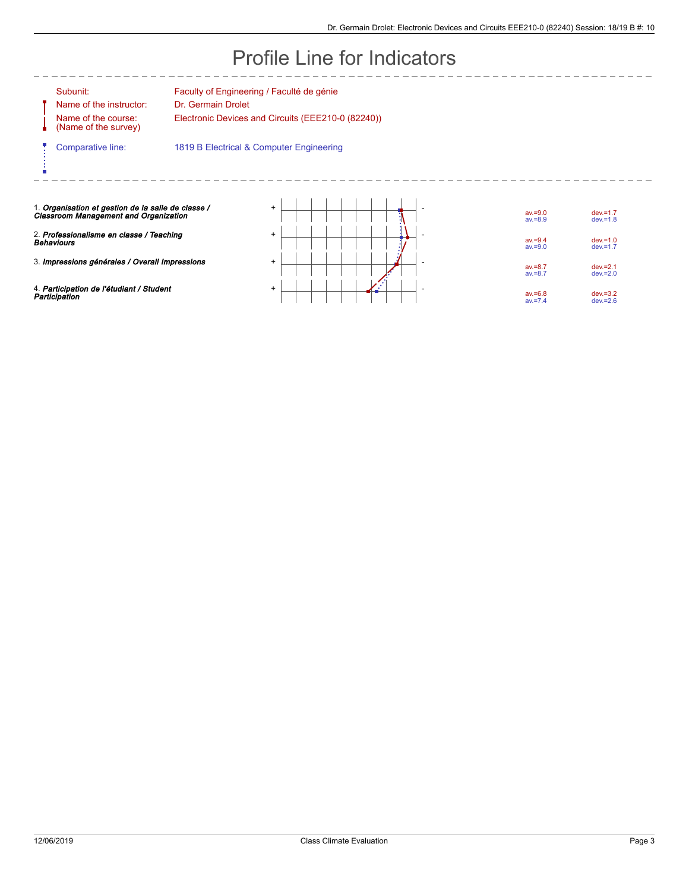# Profile Line for Indicators

| | |
|---|---|
| Subunit: | Faculty of Engineering / Faculté de génie |
| Name of the instructor: | Dr. Germain Drolet |
| Name of the course: (Name of the survey) | Electronic Devices and Circuits (EEE210-0 (82240)) |
| Comparative line: | 1819 B Electrical & Computer Engineering |

| Indicator | | av. | dev. |
|---|---|---|---|
| 1. ***Organisation et gestion de la salle de classe / Classroom Management and Organization*** | + - | av.=9.0<br>av.=8.9 | dev.=1.7<br>dev.=1.8 |
| 2. ***Professionalisme en classe / Teaching Behaviours*** | + - | av.=9.4<br>av.=9.0 | dev.=1.0<br>dev.=1.7 |
| 3. ***Impressions générales / Overall Impressions*** | + - | av.=8.7<br>av.=8.7 | dev.=2.1<br>dev.=2.0 |
| 4. ***Participation de l'étudiant / Student Participation*** | + - | av.=6.8<br>av.=7.4 | dev.=3.2<br>dev.=2.6 |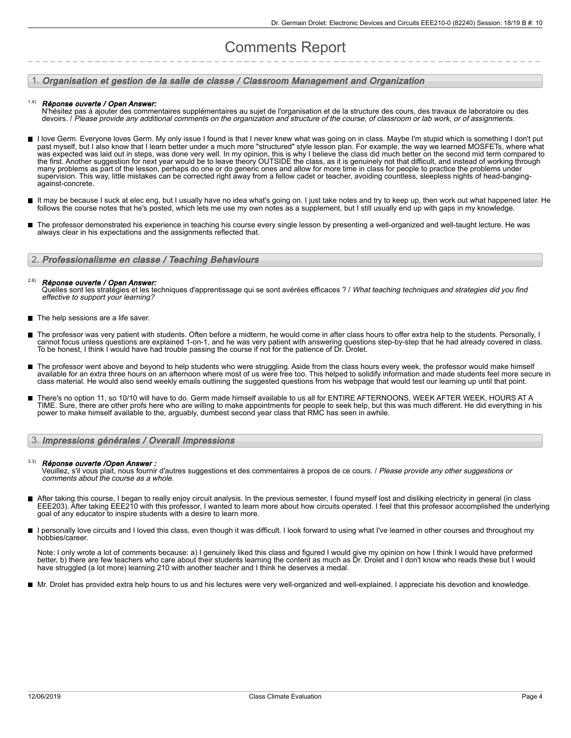# Comments Report

## 1. *Organisation et gestion de la salle de classe / Classroom Management and Organization*

1.4) ***Réponse ouverte / Open Answer:***
N'hésitez pas à ajouter des commentaires supplémentaires au sujet de l'organisation et de la structure des cours, des travaux de laboratoire ou des devoirs. / *Please provide any additional comments on the organization and structure of the course, of classroom or lab work, or of assignments.*

- I love Germ. Everyone loves Germ. My only issue I found is that I never knew what was going on in class. Maybe I'm stupid which is something I don't put past myself, but I also know that I learn better under a much more "structured" style lesson plan. For example, the way we learned MOSFETs, where what was expected was laid out in steps, was done very well. In my opinion, this is why I believe the class did much better on the second mid term compared to the first. Another suggestion for next year would be to leave theory OUTSIDE the class, as it is genuinely not that difficult, and instead of working through many problems as part of the lesson, perhaps do one or do generic ones and allow for more time in class for people to practice the problems under supervision. This way, little mistakes can be corrected right away from a fellow cadet or teacher, avoiding countless, sleepless nights of head-banging-against-concrete.
- It may be because I suck at elec eng, but I usually have no idea what's going on. I just take notes and try to keep up, then work out what happened later. He follows the course notes that he's posted, which lets me use my own notes as a supplement, but I still usually end up with gaps in my knowledge.
- The professor demonstrated his experience in teaching his course every single lesson by presenting a well-organized and well-taught lecture. He was always clear in his expectations and the assignments reflected that.

## 2. *Professionalisme en classe / Teaching Behaviours*

2.6) ***Réponse ouverte / Open Answer:***
Quelles sont les stratégies et les techniques d'apprentissage qui se sont avérées efficaces ? / *What teaching techniques and strategies did you find effective to support your learning?*

- The help sessions are a life saver.
- The professor was very patient with students. Often before a midterm, he would come in after class hours to offer extra help to the students. Personally, I cannot focus unless questions are explained 1-on-1, and he was very patient with answering questions step-by-step that he had already covered in class. To be honest, I think I would have had trouble passing the course if not for the patience of Dr. Drolet.
- The professor went above and beyond to help students who were struggling. Aside from the class hours every week, the professor would make himself available for an extra three hours on an afternoon where most of us were free too. This helped to solidify information and made students feel more secure in class material. He would also send weekly emails outlining the suggested questions from his webpage that would test our learning up until that point.
- There's no option 11, so 10/10 will have to do. Germ made himself available to us all for ENTIRE AFTERNOONS, WEEK AFTER WEEK, HOURS AT A TIME. Sure, there are other profs here who are willing to make appointments for people to seek help, but this was much different. He did everything in his power to make himself available to the, arguably, dumbest second year class that RMC has seen in awhile.

## 3. *Impressions générales / Overall Impressions*

3.3) ***Réponse ouverte /Open Answer :***
Veuillez, s'il vous plait, nous fournir d'autres suggestions et des commentaires à propos de ce cours. / *Please provide any other suggestions or comments about the course as a whole.*

- After taking this course, I began to really enjoy circuit analysis. In the previous semester, I found myself lost and disliking electricity in general (in class EEE203). After taking EEE210 with this professor, I wanted to learn more about how circuits operated. I feel that this professor accomplished the underlying goal of any educator to inspire students with a desire to learn more.
- I personally love circuits and I loved this class, even though it was difficult. I look forward to using what I've learned in other courses and throughout my hobbies/career.

  Note: I only wrote a lot of comments because: a) I genuinely liked this class and figured I would give my opinion on how I think I would have preformed better, b) there are few teachers who care about their students learning the content as much as Dr. Drolet and I don't know who reads these but I would have struggled (a lot more) learning 210 with another teacher and I think he deserves a medal.
- Mr. Drolet has provided extra help hours to us and his lectures were very well-organized and well-explained. I appreciate his devotion and knowledge.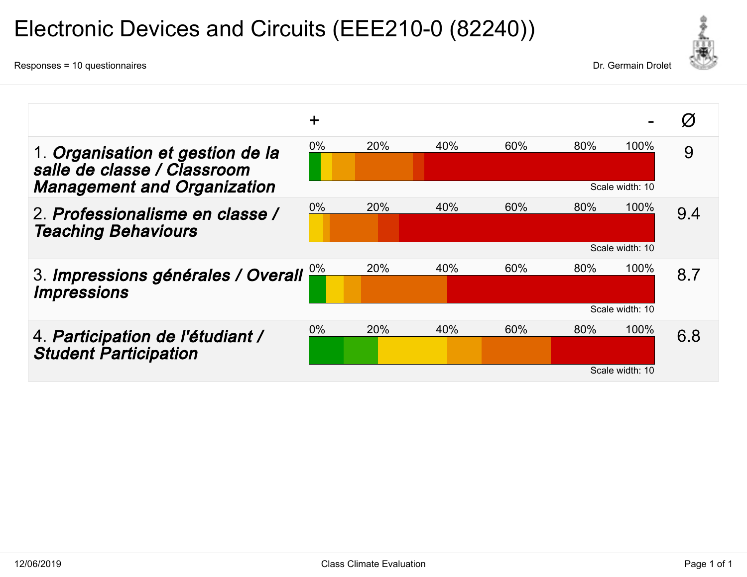# Electronic Devices and Circuits (EEE210-0 (82240))

Responses = 10 questionnaires

Dr. Germain Drolet

+

-

Ø

1. ***Organisation et gestion de la salle de classe / Classroom Management and Organization***

0% 20% 40% 60% 80% 100%

Scale width: 10

9

2. ***Professionalisme en classe / Teaching Behaviours***

0% 20% 40% 60% 80% 100%

Scale width: 10

9.4

3. ***Impressions générales / Overall Impressions***

0% 20% 40% 60% 80% 100%

Scale width: 10

8.7

4. ***Participation de l'étudiant / Student Participation***

0% 20% 40% 60% 80% 100%

Scale width: 10

6.8

12/06/2019

Class Climate Evaluation